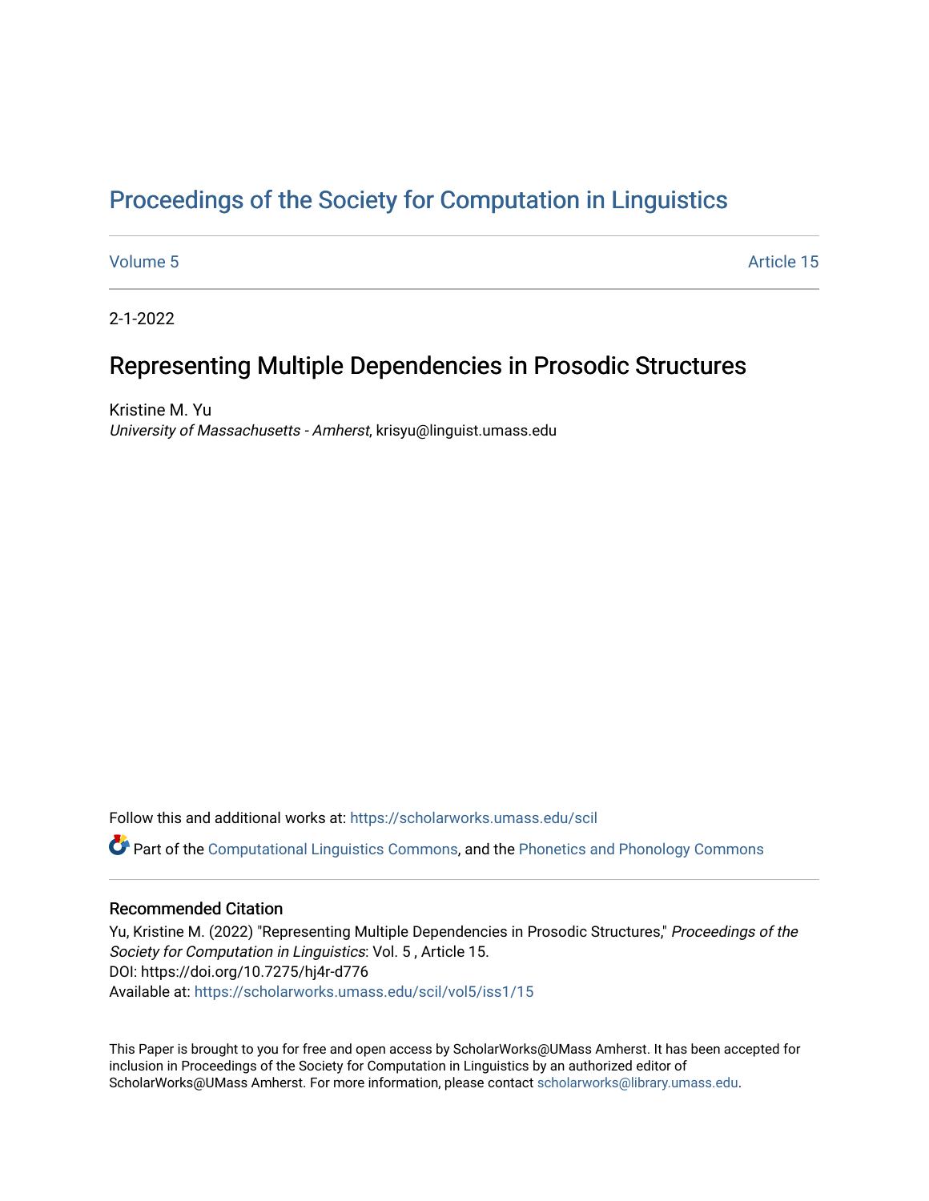# Proceedings of the Society for Computation in Linguistics

Volume 5 Article 15

2-1-2022

## Representing Multiple Dependencies in Prosodic Structures

Kristine M. Yu
*University of Massachusetts - Amherst*, krisyu@linguist.umass.edu

Follow this and additional works at: https://scholarworks.umass.edu/scil

Part of the Computational Linguistics Commons, and the Phonetics and Phonology Commons

### Recommended Citation

Yu, Kristine M. (2022) "Representing Multiple Dependencies in Prosodic Structures," *Proceedings of the Society for Computation in Linguistics*: Vol. 5 , Article 15.
DOI: https://doi.org/10.7275/hj4r-d776
Available at: https://scholarworks.umass.edu/scil/vol5/iss1/15

This Paper is brought to you for free and open access by ScholarWorks@UMass Amherst. It has been accepted for inclusion in Proceedings of the Society for Computation in Linguistics by an authorized editor of ScholarWorks@UMass Amherst. For more information, please contact scholarworks@library.umass.edu.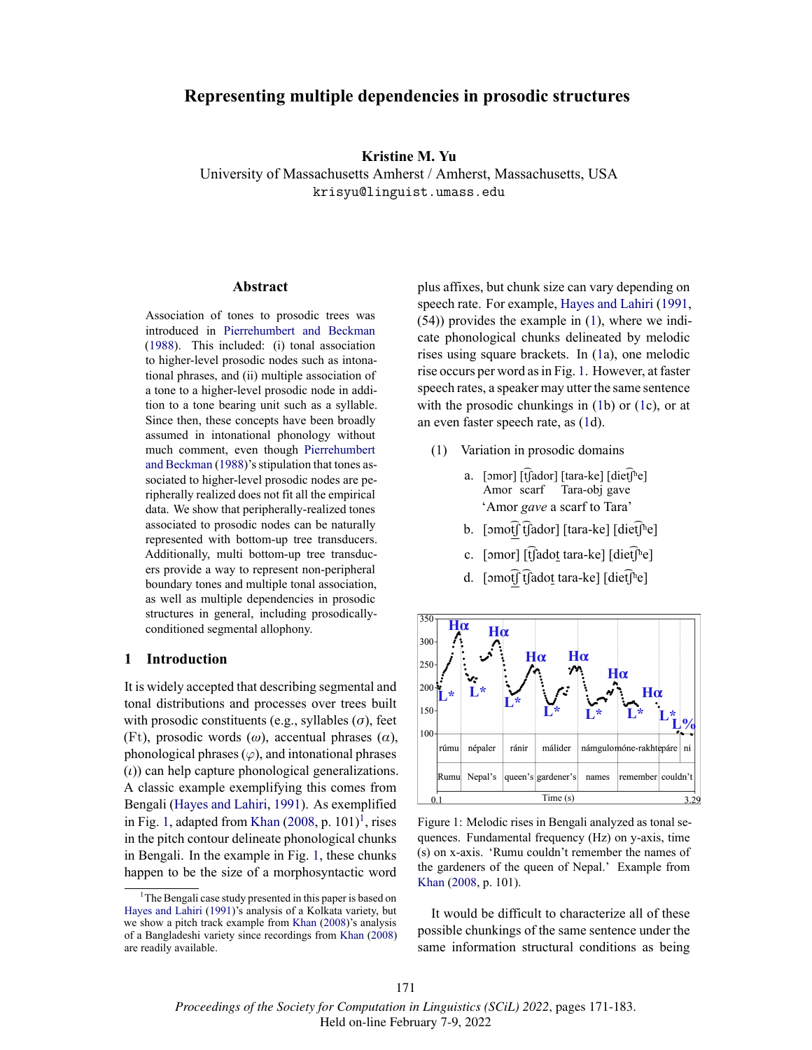# Representing multiple dependencies in prosodic structures

**Kristine M. Yu**
University of Massachusetts Amherst / Amherst, Massachusetts, USA
`krisyu@linguist.umass.edu`

## Abstract

Association of tones to prosodic trees was introduced in Pierrehumbert and Beckman (1988). This included: (i) tonal association to higher-level prosodic nodes such as intonational phrases, and (ii) multiple association of a tone to a higher-level prosodic node in addition to a tone bearing unit such as a syllable. Since then, these concepts have been broadly assumed in intonational phonology without much comment, even though Pierrehumbert and Beckman (1988)'s stipulation that tones associated to higher-level prosodic nodes are peripherally realized does not fit all the empirical data. We show that peripherally-realized tones associated to prosodic nodes can be naturally represented with bottom-up tree transducers. Additionally, multi bottom-up tree transducers provide a way to represent non-peripheral boundary tones and multiple tonal association, as well as multiple dependencies in prosodic structures in general, including prosodically-conditioned segmental allophony.

## 1 Introduction

It is widely accepted that describing segmental and tonal distributions and processes over trees built with prosodic constituents (e.g., syllables ($\sigma$), feet (Ft), prosodic words ($\omega$), accentual phrases ($\alpha$), phonological phrases ($\varphi$), and intonational phrases ($\iota$)) can help capture phonological generalizations. A classic example exemplifying this comes from Bengali (Hayes and Lahiri, 1991). As exemplified in Fig. 1, adapted from Khan (2008, p. 101)[1], rises in the pitch contour delineate phonological chunks in Bengali. In the example in Fig. 1, these chunks happen to be the size of a morphosyntactic word plus affixes, but chunk size can vary depending on speech rate. For example, Hayes and Lahiri (1991, (54)) provides the example in (1), where we indicate phonological chunks delineated by melodic rises using square brackets. In (1a), one melodic rise occurs per word as in Fig. 1. However, at faster speech rates, a speaker may utter the same sentence with the prosodic chunkings in (1b) or (1c), or at an even faster speech rate, as (1d).

(1) Variation in prosodic domains

a. [ɔmor] [t͡ʃador] [tara-ke] [diet͡ʃʰe]
   Amor scarf Tara-obj gave
   'Amor *gave* a scarf to Tara'

b. [ɔmot͡ʃ t͡ʃador] [tara-ke] [diet͡ʃʰe]

c. [ɔmor] [t͡ʃadot̪ tara-ke] [diet͡ʃʰe]

d. [ɔmot͡ʃ t͡ʃadot̪ tara-ke] [diet͡ʃʰe]

Figure 1: Melodic rises in Bengali analyzed as tonal sequences. Fundamental frequency (Hz) on y-axis, time (s) on x-axis. 'Rumu couldn't remember the names of the gardeners of the queen of Nepal.' Example from Khan (2008, p. 101).

It would be difficult to characterize all of these possible chunkings of the same sentence under the same information structural conditions as being

[1] The Bengali case study presented in this paper is based on Hayes and Lahiri (1991)'s analysis of a Kolkata variety, but we show a pitch track example from Khan (2008)'s analysis of a Bangladeshi variety since recordings from Khan (2008) are readily available.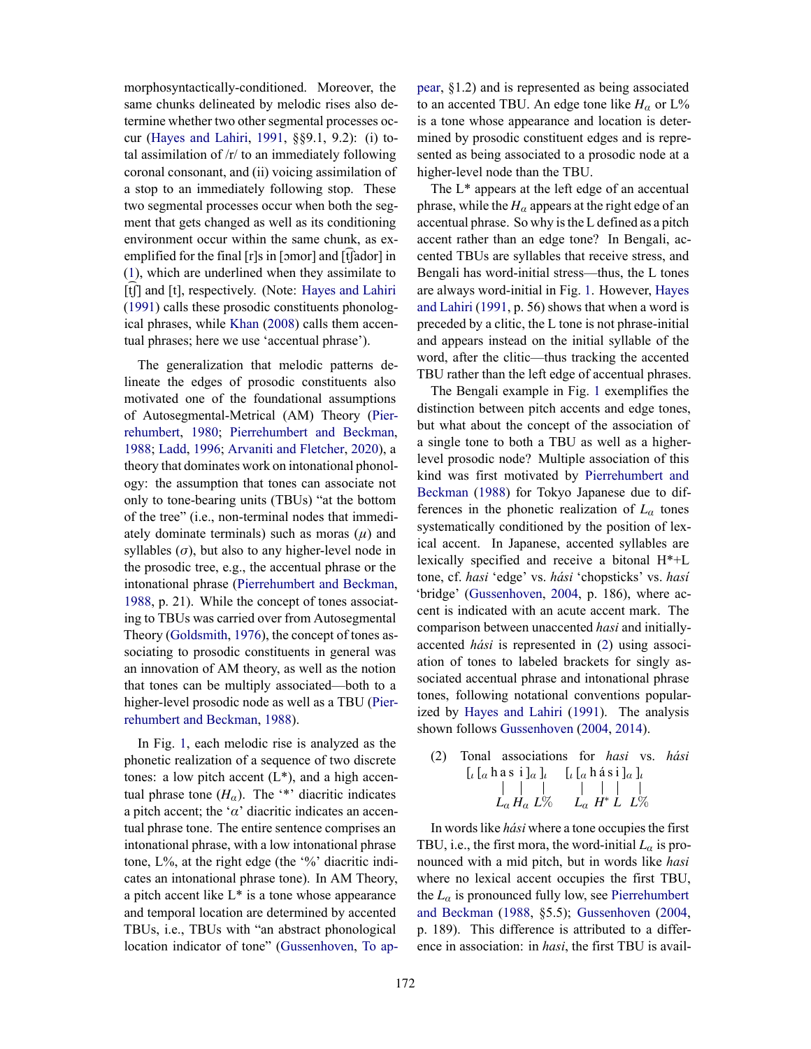morphosyntactically-conditioned. Moreover, the same chunks delineated by melodic rises also determine whether two other segmental processes occur (Hayes and Lahiri, 1991, §§9.1, 9.2): (i) total assimilation of /r/ to an immediately following coronal consonant, and (ii) voicing assimilation of a stop to an immediately following stop. These two segmental processes occur when both the segment that gets changed as well as its conditioning environment occur within the same chunk, as exemplified for the final [r]s in [ɔmor] and [t͡ʃador] in (1), which are underlined when they assimilate to [t͡ʃ] and [t], respectively. (Note: Hayes and Lahiri (1991) calls these prosodic constituents phonological phrases, while Khan (2008) calls them accentual phrases; here we use 'accentual phrase').

The generalization that melodic patterns delineate the edges of prosodic constituents also motivated one of the foundational assumptions of Autosegmental-Metrical (AM) Theory (Pierrehumbert, 1980; Pierrehumbert and Beckman, 1988; Ladd, 1996; Arvaniti and Fletcher, 2020), a theory that dominates work on intonational phonology: the assumption that tones can associate not only to tone-bearing units (TBUs) "at the bottom of the tree" (i.e., non-terminal nodes that immediately dominate terminals) such as moras ($\mu$) and syllables ($\sigma$), but also to any higher-level node in the prosodic tree, e.g., the accentual phrase or the intonational phrase (Pierrehumbert and Beckman, 1988, p. 21). While the concept of tones associating to TBUs was carried over from Autosegmental Theory (Goldsmith, 1976), the concept of tones associating to prosodic constituents in general was an innovation of AM theory, as well as the notion that tones can be multiply associated—both to a higher-level prosodic node as well as a TBU (Pierrehumbert and Beckman, 1988).

In Fig. 1, each melodic rise is analyzed as the phonetic realization of a sequence of two discrete tones: a low pitch accent (L*), and a high accentual phrase tone ($H_\alpha$). The '*' diacritic indicates a pitch accent; the '$\alpha$' diacritic indicates an accentual phrase tone. The entire sentence comprises an intonational phrase, with a low intonational phrase tone, L%, at the right edge (the '%' diacritic indicates an intonational phrase tone). In AM Theory, a pitch accent like L* is a tone whose appearance and temporal location are determined by accented TBUs, i.e., TBUs with "an abstract phonological location indicator of tone" (Gussenhoven, To appear, §1.2) and is represented as being associated to an accented TBU. An edge tone like $H_\alpha$ or L% is a tone whose appearance and location is determined by prosodic constituent edges and is represented as being associated to a prosodic node at a higher-level node than the TBU.

The L* appears at the left edge of an accentual phrase, while the $H_\alpha$ appears at the right edge of an accentual phrase. So why is the L defined as a pitch accent rather than an edge tone? In Bengali, accented TBUs are syllables that receive stress, and Bengali has word-initial stress—thus, the L tones are always word-initial in Fig. 1. However, Hayes and Lahiri (1991, p. 56) shows that when a word is preceded by a clitic, the L tone is not phrase-initial and appears instead on the initial syllable of the word, after the clitic—thus tracking the accented TBU rather than the left edge of accentual phrases.

The Bengali example in Fig. 1 exemplifies the distinction between pitch accents and edge tones, but what about the concept of the association of a single tone to both a TBU as well as a higher-level prosodic node? Multiple association of this kind was first motivated by Pierrehumbert and Beckman (1988) for Tokyo Japanese due to differences in the phonetic realization of $L_\alpha$ tones systematically conditioned by the position of lexical accent. In Japanese, accented syllables are lexically specified and receive a bitonal H*+L tone, cf. *hasi* 'edge' vs. *hási* 'chopsticks' vs. *hasí* 'bridge' (Gussenhoven, 2004, p. 186), where accent is indicated with an acute accent mark. The comparison between unaccented *hasi* and initially-accented *hási* is represented in (2) using association of tones to labeled brackets for singly associated accentual phrase and intonational phrase tones, following notational conventions popularized by Hayes and Lahiri (1991). The analysis shown follows Gussenhoven (2004, 2014).

(2) Tonal associations for *hasi* vs. *hási*

```
[ι [α h a s  i ]α ]ι      [ι [α h á s i ]α ]ι
      |    |     |              |  |  |    |
      Lα   Hα    L%             Lα H* L    L%
```

In words like *hási* where a tone occupies the first TBU, i.e., the first mora, the word-initial $L_\alpha$ is pronounced with a mid pitch, but in words like *hasi* where no lexical accent occupies the first TBU, the $L_\alpha$ is pronounced fully low, see Pierrehumbert and Beckman (1988, §5.5); Gussenhoven (2004, p. 189). This difference is attributed to a difference in association: in *hasi*, the first TBU is avail-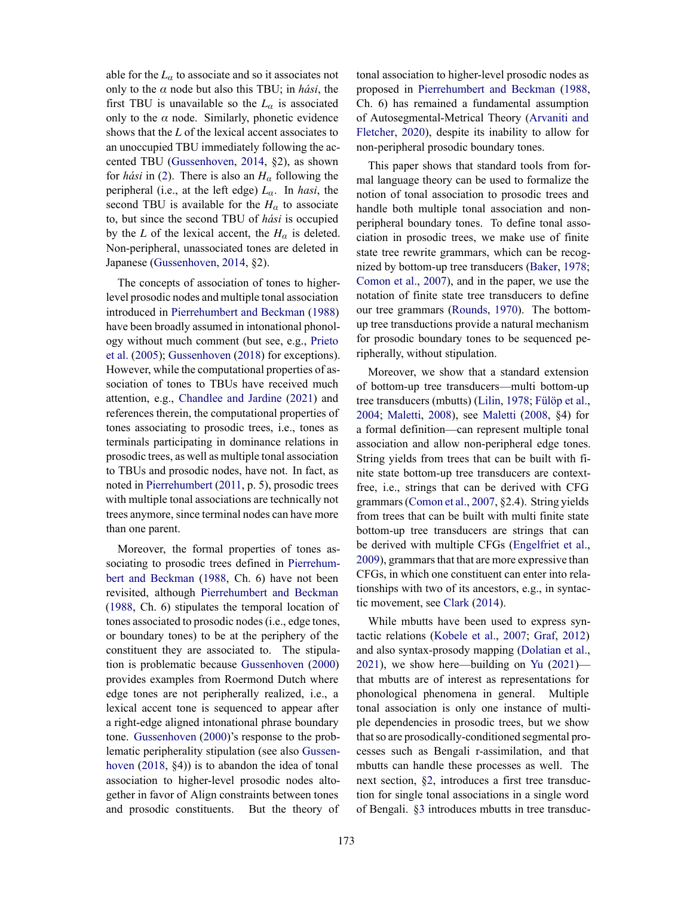able for the $L_\alpha$ to associate and so it associates not only to the $\alpha$ node but also this TBU; in *hási*, the first TBU is unavailable so the $L_\alpha$ is associated only to the $\alpha$ node. Similarly, phonetic evidence shows that the *L* of the lexical accent associates to an unoccupied TBU immediately following the accented TBU (Gussenhoven, 2014, §2), as shown for *hási* in (2). There is also an $H_\alpha$ following the peripheral (i.e., at the left edge) $L_\alpha$. In *hasi*, the second TBU is available for the $H_\alpha$ to associate to, but since the second TBU of *hási* is occupied by the *L* of the lexical accent, the $H_\alpha$ is deleted. Non-peripheral, unassociated tones are deleted in Japanese (Gussenhoven, 2014, §2).

The concepts of association of tones to higher-level prosodic nodes and multiple tonal association introduced in Pierrehumbert and Beckman (1988) have been broadly assumed in intonational phonology without much comment (but see, e.g., Prieto et al. (2005); Gussenhoven (2018) for exceptions). However, while the computational properties of association of tones to TBUs have received much attention, e.g., Chandlee and Jardine (2021) and references therein, the computational properties of tones associating to prosodic trees, i.e., tones as terminals participating in dominance relations in prosodic trees, as well as multiple tonal association to TBUs and prosodic nodes, have not. In fact, as noted in Pierrehumbert (2011, p. 5), prosodic trees with multiple tonal associations are technically not trees anymore, since terminal nodes can have more than one parent.

Moreover, the formal properties of tones associating to prosodic trees defined in Pierrehumbert and Beckman (1988, Ch. 6) have not been revisited, although Pierrehumbert and Beckman (1988, Ch. 6) stipulates the temporal location of tones associated to prosodic nodes (i.e., edge tones, or boundary tones) to be at the periphery of the constituent they are associated to. The stipulation is problematic because Gussenhoven (2000) provides examples from Roermond Dutch where edge tones are not peripherally realized, i.e., a lexical accent tone is sequenced to appear after a right-edge aligned intonational phrase boundary tone. Gussenhoven (2000)'s response to the problematic peripherality stipulation (see also Gussenhoven (2018, §4)) is to abandon the idea of tonal association to higher-level prosodic nodes altogether in favor of Align constraints between tones and prosodic constituents. But the theory of tonal association to higher-level prosodic nodes as proposed in Pierrehumbert and Beckman (1988, Ch. 6) has remained a fundamental assumption of Autosegmental-Metrical Theory (Arvaniti and Fletcher, 2020), despite its inability to allow for non-peripheral prosodic boundary tones.

This paper shows that standard tools from formal language theory can be used to formalize the notion of tonal association to prosodic trees and handle both multiple tonal association and non-peripheral boundary tones. To define tonal association in prosodic trees, we make use of finite state tree rewrite grammars, which can be recognized by bottom-up tree transducers (Baker, 1978; Comon et al., 2007), and in the paper, we use the notation of finite state tree transducers to define our tree grammars (Rounds, 1970). The bottom-up tree transductions provide a natural mechanism for prosodic boundary tones to be sequenced peripherally, without stipulation.

Moreover, we show that a standard extension of bottom-up tree transducers—multi bottom-up tree transducers (mbutts) (Lilin, 1978; Fülöp et al., 2004; Maletti, 2008), see Maletti (2008, §4) for a formal definition—can represent multiple tonal association and allow non-peripheral edge tones. String yields from trees that can be built with finite state bottom-up tree transducers are context-free, i.e., strings that can be derived with CFG grammars (Comon et al., 2007, §2.4). String yields from trees that can be built with multi finite state bottom-up tree transducers are strings that can be derived with multiple CFGs (Engelfriet et al., 2009), grammars that that are more expressive than CFGs, in which one constituent can enter into relationships with two of its ancestors, e.g., in syntactic movement, see Clark (2014).

While mbutts have been used to express syntactic relations (Kobele et al., 2007; Graf, 2012) and also syntax-prosody mapping (Dolatian et al., 2021), we show here—building on Yu (2021)—that mbutts are of interest as representations for phonological phenomena in general. Multiple tonal association is only one instance of multiple dependencies in prosodic trees, but we show that so are prosodically-conditioned segmental processes such as Bengali r-assimilation, and that mbutts can handle these processes as well. The next section, §2, introduces a first tree transduction for single tonal associations in a single word of Bengali. §3 introduces mbutts in tree transduc-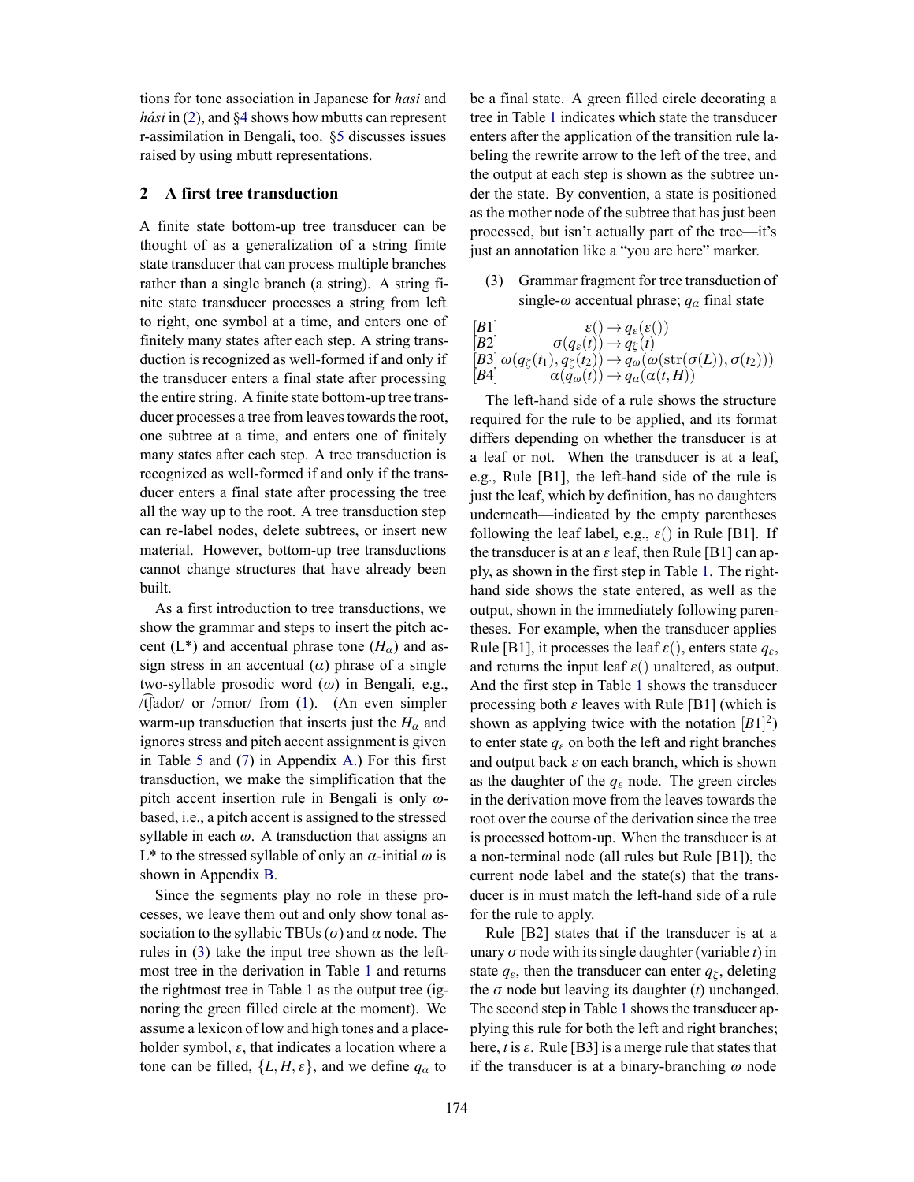tions for tone association in Japanese for *hasi* and *hási* in (2), and §4 shows how mbutts can represent r-assimilation in Bengali, too. §5 discusses issues raised by using mbutt representations.

## 2 A first tree transduction

A finite state bottom-up tree transducer can be thought of as a generalization of a string finite state transducer that can process multiple branches rather than a single branch (a string). A string finite state transducer processes a string from left to right, one symbol at a time, and enters one of finitely many states after each step. A string transduction is recognized as well-formed if and only if the transducer enters a final state after processing the entire string. A finite state bottom-up tree transducer processes a tree from leaves towards the root, one subtree at a time, and enters one of finitely many states after each step. A tree transduction is recognized as well-formed if and only if the transducer enters a final state after processing the tree all the way up to the root. A tree transduction step can re-label nodes, delete subtrees, or insert new material. However, bottom-up tree transductions cannot change structures that have already been built.

As a first introduction to tree transductions, we show the grammar and steps to insert the pitch accent (L*) and accentual phrase tone ($H_\alpha$) and assign stress in an accentual ($\alpha$) phrase of a single two-syllable prosodic word ($\omega$) in Bengali, e.g., /t͡ʃador/ or /ɔmor/ from (1). (An even simpler warm-up transduction that inserts just the $H_\alpha$ and ignores stress and pitch accent assignment is given in Table 5 and (7) in Appendix A.) For this first transduction, we make the simplification that the pitch accent insertion rule in Bengali is only $\omega$-based, i.e., a pitch accent is assigned to the stressed syllable in each $\omega$. A transduction that assigns an L* to the stressed syllable of only an $\alpha$-initial $\omega$ is shown in Appendix B.

Since the segments play no role in these processes, we leave them out and only show tonal association to the syllabic TBUs ($\sigma$) and $\alpha$ node. The rules in (3) take the input tree shown as the leftmost tree in the derivation in Table 1 and returns the rightmost tree in Table 1 as the output tree (ignoring the green filled circle at the moment). We assume a lexicon of low and high tones and a placeholder symbol, $\varepsilon$, that indicates a location where a tone can be filled, $\{L, H, \varepsilon\}$, and we define $q_\alpha$ to be a final state. A green filled circle decorating a tree in Table 1 indicates which state the transducer enters after the application of the transition rule labeling the rewrite arrow to the left of the tree, and the output at each step is shown as the subtree under the state. By convention, a state is positioned as the mother node of the subtree that has just been processed, but isn't actually part of the tree—it's just an annotation like a "you are here" marker.

(3) Grammar fragment for tree transduction of single-$\omega$ accentual phrase; $q_\alpha$ final state

$$
\begin{array}{ll}
[B1] & \varepsilon() \rightarrow q_\varepsilon(\varepsilon()) \\
[B2] & \sigma(q_\varepsilon(t)) \rightarrow q_\zeta(t) \\
[B3] & \omega(q_\zeta(t_1), q_\zeta(t_2)) \rightarrow q_\omega(\omega(\mathrm{str}(\sigma(L)), \sigma(t_2))) \\
[B4] & \alpha(q_\omega(t)) \rightarrow q_\alpha(\alpha(t, H))
\end{array}
$$

The left-hand side of a rule shows the structure required for the rule to be applied, and its format differs depending on whether the transducer is at a leaf or not. When the transducer is at a leaf, e.g., Rule [B1], the left-hand side of the rule is just the leaf, which by definition, has no daughters underneath—indicated by the empty parentheses following the leaf label, e.g., $\varepsilon()$ in Rule [B1]. If the transducer is at an $\varepsilon$ leaf, then Rule [B1] can apply, as shown in the first step in Table 1. The right-hand side shows the state entered, as well as the output, shown in the immediately following parentheses. For example, when the transducer applies Rule [B1], it processes the leaf $\varepsilon()$, enters state $q_\varepsilon$, and returns the input leaf $\varepsilon()$ unaltered, as output. And the first step in Table 1 shows the transducer processing both $\varepsilon$ leaves with Rule [B1] (which is shown as applying twice with the notation $[B1]^2$) to enter state $q_\varepsilon$ on both the left and right branches and output back $\varepsilon$ on each branch, which is shown as the daughter of the $q_\varepsilon$ node. The green circles in the derivation move from the leaves towards the root over the course of the derivation since the tree is processed bottom-up. When the transducer is at a non-terminal node (all rules but Rule [B1]), the current node label and the state(s) that the transducer is in must match the left-hand side of a rule for the rule to apply.

Rule [B2] states that if the transducer is at a unary $\sigma$ node with its single daughter (variable $t$) in state $q_\varepsilon$, then the transducer can enter $q_\zeta$, deleting the $\sigma$ node but leaving its daughter ($t$) unchanged. The second step in Table 1 shows the transducer applying this rule for both the left and right branches; here, $t$ is $\varepsilon$. Rule [B3] is a merge rule that states that if the transducer is at a binary-branching $\omega$ node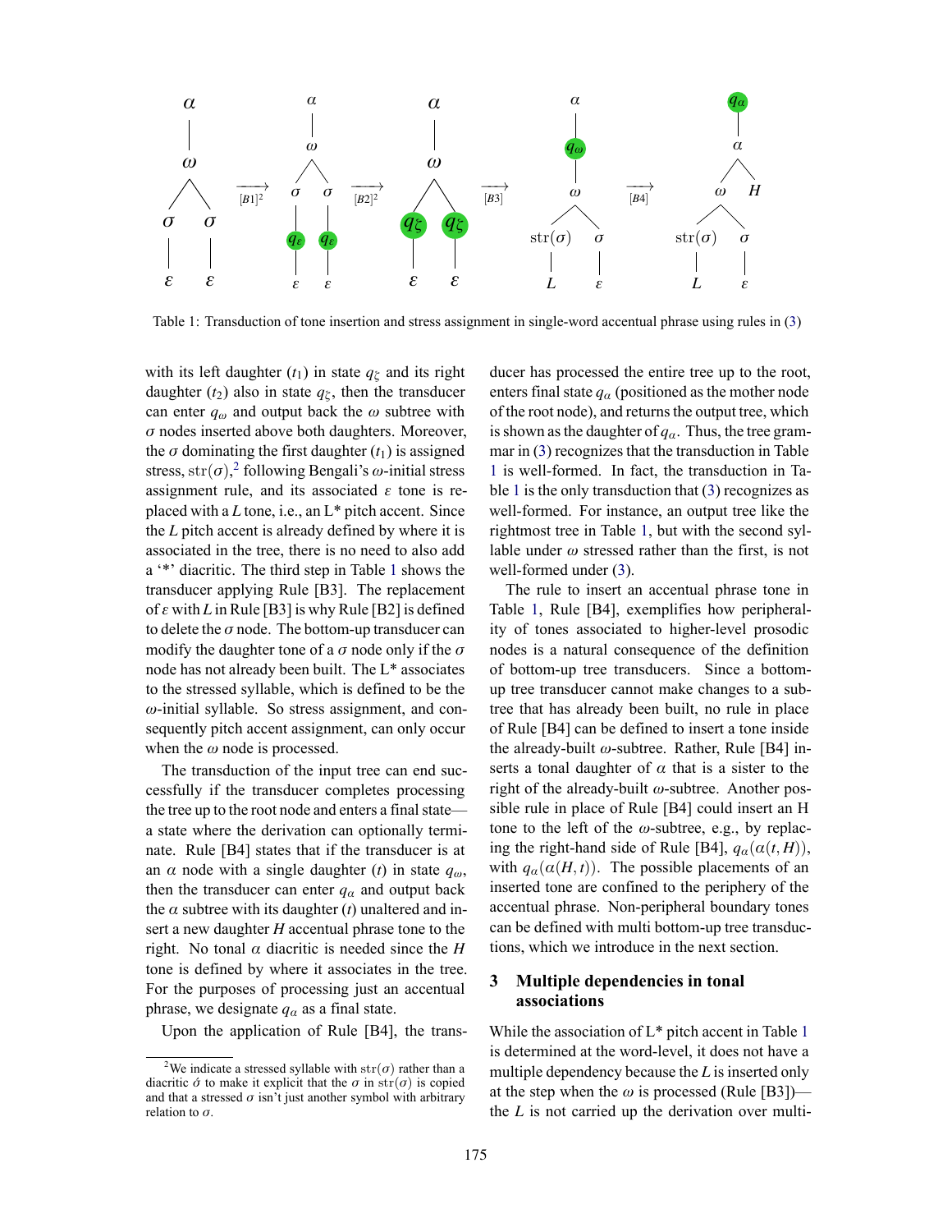Table 1: Transduction of tone insertion and stress assignment in single-word accentual phrase using rules in (3)

with its left daughter ($t_1$) in state $q_\zeta$ and its right daughter ($t_2$) also in state $q_\zeta$, then the transducer can enter $q_\omega$ and output back the $\omega$ subtree with $\sigma$ nodes inserted above both daughters. Moreover, the $\sigma$ dominating the first daughter ($t_1$) is assigned stress, $\mathrm{str}(\sigma)$,[2] following Bengali's $\omega$-initial stress assignment rule, and its associated $\varepsilon$ tone is replaced with a $L$ tone, i.e., an L* pitch accent. Since the $L$ pitch accent is already defined by where it is associated in the tree, there is no need to also add a '*' diacritic. The third step in Table 1 shows the transducer applying Rule [B3]. The replacement of $\varepsilon$ with $L$ in Rule [B3] is why Rule [B2] is defined to delete the $\sigma$ node. The bottom-up transducer can modify the daughter tone of a $\sigma$ node only if the $\sigma$ node has not already been built. The L* associates to the stressed syllable, which is defined to be the $\omega$-initial syllable. So stress assignment, and consequently pitch accent assignment, can only occur when the $\omega$ node is processed.

The transduction of the input tree can end successfully if the transducer completes processing the tree up to the root node and enters a final state—a state where the derivation can optionally terminate. Rule [B4] states that if the transducer is at an $\alpha$ node with a single daughter ($t$) in state $q_\omega$, then the transducer can enter $q_\alpha$ and output back the $\alpha$ subtree with its daughter ($t$) unaltered and insert a new daughter $H$ accentual phrase tone to the right. No tonal $\alpha$ diacritic is needed since the $H$ tone is defined by where it associates in the tree. For the purposes of processing just an accentual phrase, we designate $q_\alpha$ as a final state.

Upon the application of Rule [B4], the transducer has processed the entire tree up to the root, enters final state $q_\alpha$ (positioned as the mother node of the root node), and returns the output tree, which is shown as the daughter of $q_\alpha$. Thus, the tree grammar in (3) recognizes that the transduction in Table 1 is well-formed. In fact, the transduction in Table 1 is the only transduction that (3) recognizes as well-formed. For instance, an output tree like the rightmost tree in Table 1, but with the second syllable under $\omega$ stressed rather than the first, is not well-formed under (3).

The rule to insert an accentual phrase tone in Table 1, Rule [B4], exemplifies how peripherality of tones associated to higher-level prosodic nodes is a natural consequence of the definition of bottom-up tree transducers. Since a bottom-up tree transducer cannot make changes to a subtree that has already been built, no rule in place of Rule [B4] can be defined to insert a tone inside the already-built $\omega$-subtree. Rather, Rule [B4] inserts a tonal daughter of $\alpha$ that is a sister to the right of the already-built $\omega$-subtree. Another possible rule in place of Rule [B4] could insert an H tone to the left of the $\omega$-subtree, e.g., by replacing the right-hand side of Rule [B4], $q_\alpha(\alpha(t, H))$, with $q_\alpha(\alpha(H, t))$. The possible placements of an inserted tone are confined to the periphery of the accentual phrase. Non-peripheral boundary tones can be defined with multi bottom-up tree transductions, which we introduce in the next section.

## 3 Multiple dependencies in tonal associations

While the association of L* pitch accent in Table 1 is determined at the word-level, it does not have a multiple dependency because the $L$ is inserted only at the step when the $\omega$ is processed (Rule [B3])—the $L$ is not carried up the derivation over multi-

[2] We indicate a stressed syllable with $\mathrm{str}(\sigma)$ rather than a diacritic $\acute{\sigma}$ to make it explicit that the $\sigma$ in $\mathrm{str}(\sigma)$ is copied and that a stressed $\sigma$ isn't just another symbol with arbitrary relation to $\sigma$.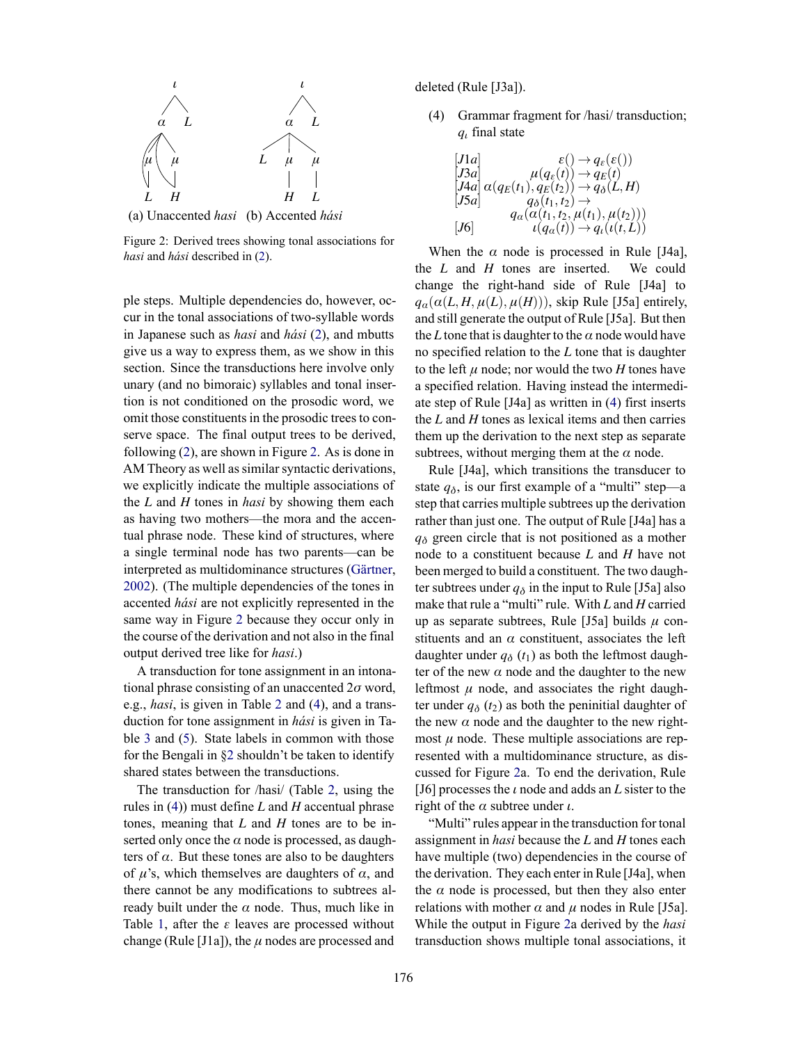Figure 2: Derived trees showing tonal associations for *hasi* and *hási* described in (2).

(a) Unaccented *hasi* (b) Accented *hási*

ple steps. Multiple dependencies do, however, occur in the tonal associations of two-syllable words in Japanese such as *hasi* and *hási* (2), and mbutts give us a way to express them, as we show in this section. Since the transductions here involve only unary (and no bimoraic) syllables and tonal insertion is not conditioned on the prosodic word, we omit those constituents in the prosodic trees to conserve space. The final output trees to be derived, following (2), are shown in Figure 2. As is done in AM Theory as well as similar syntactic derivations, we explicitly indicate the multiple associations of the *L* and *H* tones in *hasi* by showing them each as having two mothers—the mora and the accentual phrase node. These kind of structures, where a single terminal node has two parents—can be interpreted as multidominance structures (Gärtner, 2002). (The multiple dependencies of the tones in accented *hási* are not explicitly represented in the same way in Figure 2 because they occur only in the course of the derivation and not also in the final output derived tree like for *hasi*.)

A transduction for tone assignment in an intonational phrase consisting of an unaccented $2\sigma$ word, e.g., *hasi*, is given in Table 2 and (4), and a transduction for tone assignment in *hási* is given in Table 3 and (5). State labels in common with those for the Bengali in §2 shouldn't be taken to identify shared states between the transductions.

The transduction for /hasi/ (Table 2, using the rules in (4)) must define *L* and *H* accentual phrase tones, meaning that *L* and *H* tones are to be inserted only once the $\alpha$ node is processed, as daughters of $\alpha$. But these tones are also to be daughters of $\mu$'s, which themselves are daughters of $\alpha$, and there cannot be any modifications to subtrees already built under the $\alpha$ node. Thus, much like in Table 1, after the $\varepsilon$ leaves are processed without change (Rule [J1a]), the $\mu$ nodes are processed and deleted (Rule [J3a]).

(4) Grammar fragment for /hasi/ transduction; $q_\iota$ final state

$$
\begin{array}{ll}
[J1a] & \varepsilon() \rightarrow q_\varepsilon(\varepsilon()) \\
[J3a] & \mu(q_\varepsilon(t)) \rightarrow q_E(t) \\
[J4a] & \alpha(q_E(t_1), q_E(t_2)) \rightarrow q_\delta(L, H) \\
[J5a] & q_\delta(t_1, t_2) \rightarrow \\
 & \quad q_\alpha(\alpha(t_1, t_2, \mu(t_1), \mu(t_2))) \\
[J6] & \iota(q_\alpha(t)) \rightarrow q_\iota(\iota(t, L))
\end{array}
$$

When the $\alpha$ node is processed in Rule [J4a], the *L* and *H* tones are inserted. We could change the right-hand side of Rule [J4a] to $q_\alpha(\alpha(L, H, \mu(L), \mu(H)))$, skip Rule [J5a] entirely, and still generate the output of Rule [J5a]. But then the *L* tone that is daughter to the $\alpha$ node would have no specified relation to the *L* tone that is daughter to the left $\mu$ node; nor would the two *H* tones have a specified relation. Having instead the intermediate step of Rule [J4a] as written in (4) first inserts the *L* and *H* tones as lexical items and then carries them up the derivation to the next step as separate subtrees, without merging them at the $\alpha$ node.

Rule [J4a], which transitions the transducer to state $q_\delta$, is our first example of a "multi" step—a step that carries multiple subtrees up the derivation rather than just one. The output of Rule [J4a] has a $q_\delta$ green circle that is not positioned as a mother node to a constituent because *L* and *H* have not been merged to build a constituent. The two daughter subtrees under $q_\delta$ in the input to Rule [J5a] also make that rule a "multi" rule. With *L* and *H* carried up as separate subtrees, Rule [J5a] builds $\mu$ constituents and an $\alpha$ constituent, associates the left daughter under $q_\delta$ ($t_1$) as both the leftmost daughter of the new $\alpha$ node and the daughter to the new leftmost $\mu$ node, and associates the right daughter under $q_\delta$ ($t_2$) as both the peninitial daughter of the new $\alpha$ node and the daughter to the new rightmost $\mu$ node. These multiple associations are represented with a multidominance structure, as discussed for Figure 2a. To end the derivation, Rule [J6] processes the $\iota$ node and adds an *L* sister to the right of the $\alpha$ subtree under $\iota$.

"Multi" rules appear in the transduction for tonal assignment in *hasi* because the *L* and *H* tones each have multiple (two) dependencies in the course of the derivation. They each enter in Rule [J4a], when the $\alpha$ node is processed, but then they also enter relations with mother $\alpha$ and $\mu$ nodes in Rule [J5a]. While the output in Figure 2a derived by the *hasi* transduction shows multiple tonal associations, it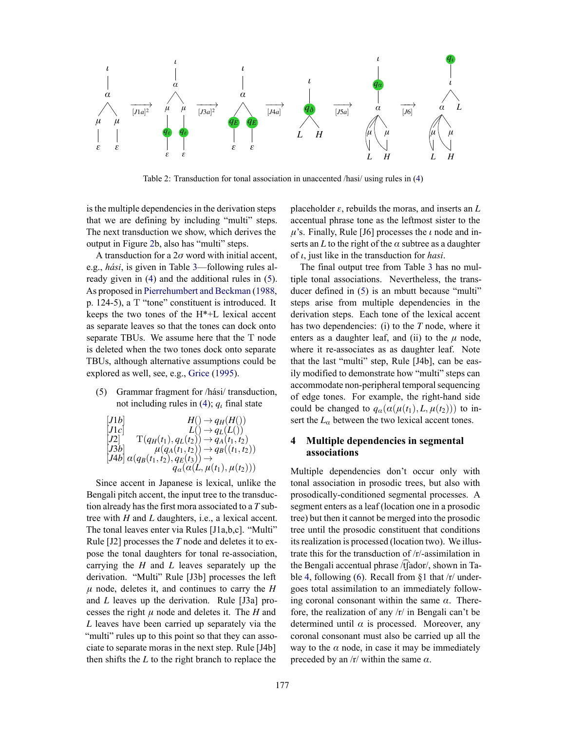Table 2: Transduction for tonal association in unaccented /hasi/ using rules in (4)

is the multiple dependencies in the derivation steps that we are defining by including "multi" steps. The next transduction we show, which derives the output in Figure 2b, also has "multi" steps.

A transduction for a $2\sigma$ word with initial accent, e.g., *hási*, is given in Table 3—following rules already given in (4) and the additional rules in (5). As proposed in Pierrehumbert and Beckman (1988, p. 124-5), a T "tone" constituent is introduced. It keeps the two tones of the H\*+L lexical accent as separate leaves so that the tones can dock onto separate TBUs. We assume here that the T node is deleted when the two tones dock onto separate TBUs, although alternative assumptions could be explored as well, see, e.g., Grice (1995).

(5) Grammar fragment for /hási/ transduction, not including rules in (4); $q_\iota$ final state

$$
\begin{array}{ll}
[J1b] & H() \rightarrow q_H(H()) \\
[J1c] & L() \rightarrow q_L(L()) \\
[J2] & \mathrm{T}(q_H(t_1), q_L(t_2)) \rightarrow q_A(t_1, t_2) \\
[J3b] & \mu(q_A(t_1, t_2)) \rightarrow q_B((t_1, t_2)) \\
[J4b] & \alpha(q_B(t_1, t_2), q_E(t_3)) \rightarrow \\
& \quad q_\alpha(\alpha(L, \mu(t_1), \mu(t_2)))
\end{array}
$$

Since accent in Japanese is lexical, unlike the Bengali pitch accent, the input tree to the transduction already has the first mora associated to a *T* subtree with *H* and *L* daughters, i.e., a lexical accent. The tonal leaves enter via Rules [J1a,b,c]. "Multi" Rule [J2] processes the *T* node and deletes it to expose the tonal daughters for tonal re-association, carrying the *H* and *L* leaves separately up the derivation. "Multi" Rule [J3b] processes the left $\mu$ node, deletes it, and continues to carry the *H* and *L* leaves up the derivation. Rule [J3a] processes the right $\mu$ node and deletes it. The *H* and *L* leaves have been carried up separately via the "multi" rules up to this point so that they can associate to separate moras in the next step. Rule [J4b] then shifts the *L* to the right branch to replace the placeholder $\varepsilon$, rebuilds the moras, and inserts an *L* accentual phrase tone as the leftmost sister to the $\mu$'s. Finally, Rule [J6] processes the $\iota$ node and inserts an *L* to the right of the $\alpha$ subtree as a daughter of $\iota$, just like in the transduction for *hasi*.

The final output tree from Table 3 has no multiple tonal associations. Nevertheless, the transducer defined in (5) is an mbutt because "multi" steps arise from multiple dependencies in the derivation steps. Each tone of the lexical accent has two dependencies: (i) to the *T* node, where it enters as a daughter leaf, and (ii) to the $\mu$ node, where it re-associates as as daughter leaf. Note that the last "multi" step, Rule [J4b], can be easily modified to demonstrate how "multi" steps can accommodate non-peripheral temporal sequencing of edge tones. For example, the right-hand side could be changed to $q_\alpha(\alpha(\mu(t_1), L, \mu(t_2)))$ to insert the $L_\alpha$ between the two lexical accent tones.

## 4 Multiple dependencies in segmental associations

Multiple dependencies don't occur only with tonal association in prosodic trees, but also with prosodically-conditioned segmental processes. A segment enters as a leaf (location one in a prosodic tree) but then it cannot be merged into the prosodic tree until the prosodic constituent that conditions its realization is processed (location two). We illustrate this for the transduction of /r/-assimilation in the Bengali accentual phrase /t͡ʃador/, shown in Table 4, following (6). Recall from §1 that /r/ undergoes total assimilation to an immediately following coronal consonant within the same $\alpha$. Therefore, the realization of any /r/ in Bengali can't be determined until $\alpha$ is processed. Moreover, any coronal consonant must also be carried up all the way to the $\alpha$ node, in case it may be immediately preceded by an /r/ within the same $\alpha$.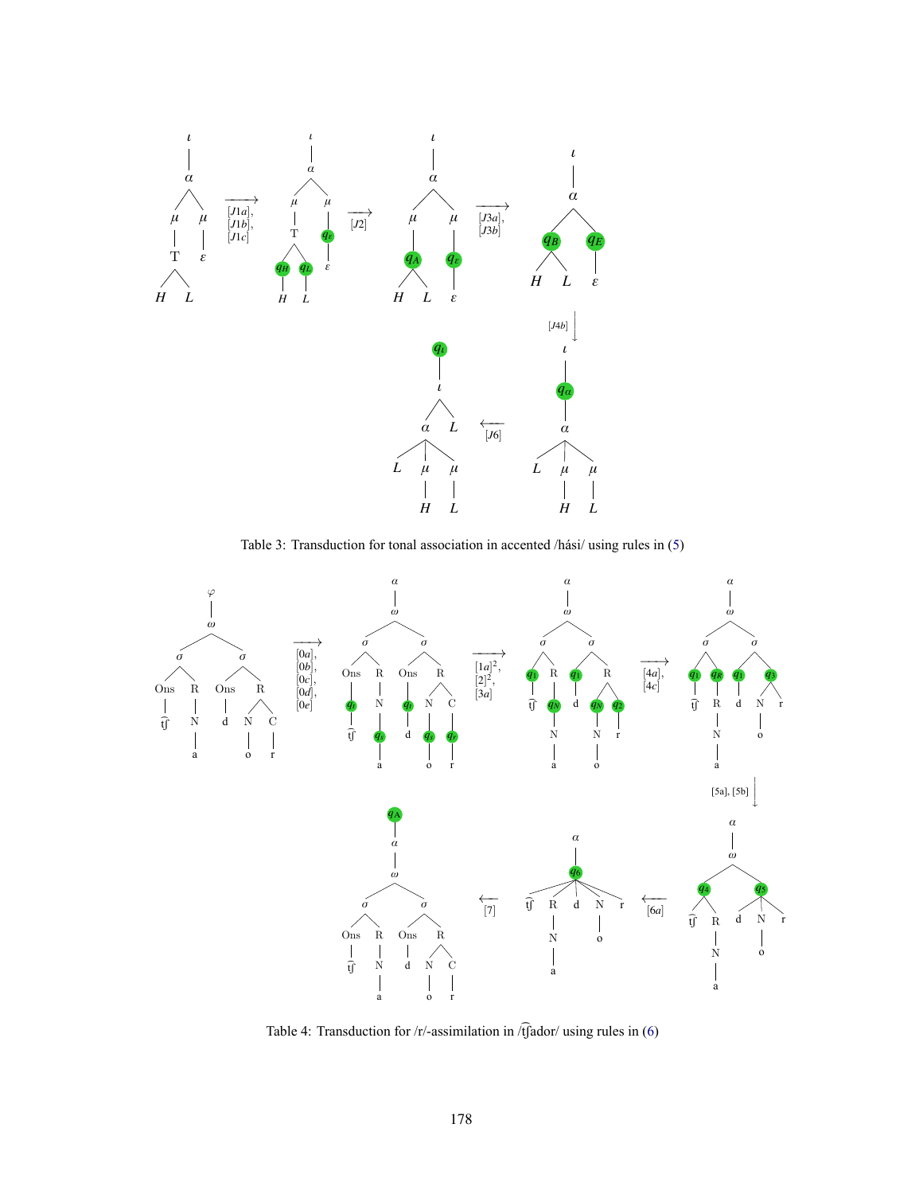Table 3: Transduction for tonal association in accented /hási/ using rules in (5)

Table 4: Transduction for /r/-assimilation in /t͡ʃador/ using rules in (6)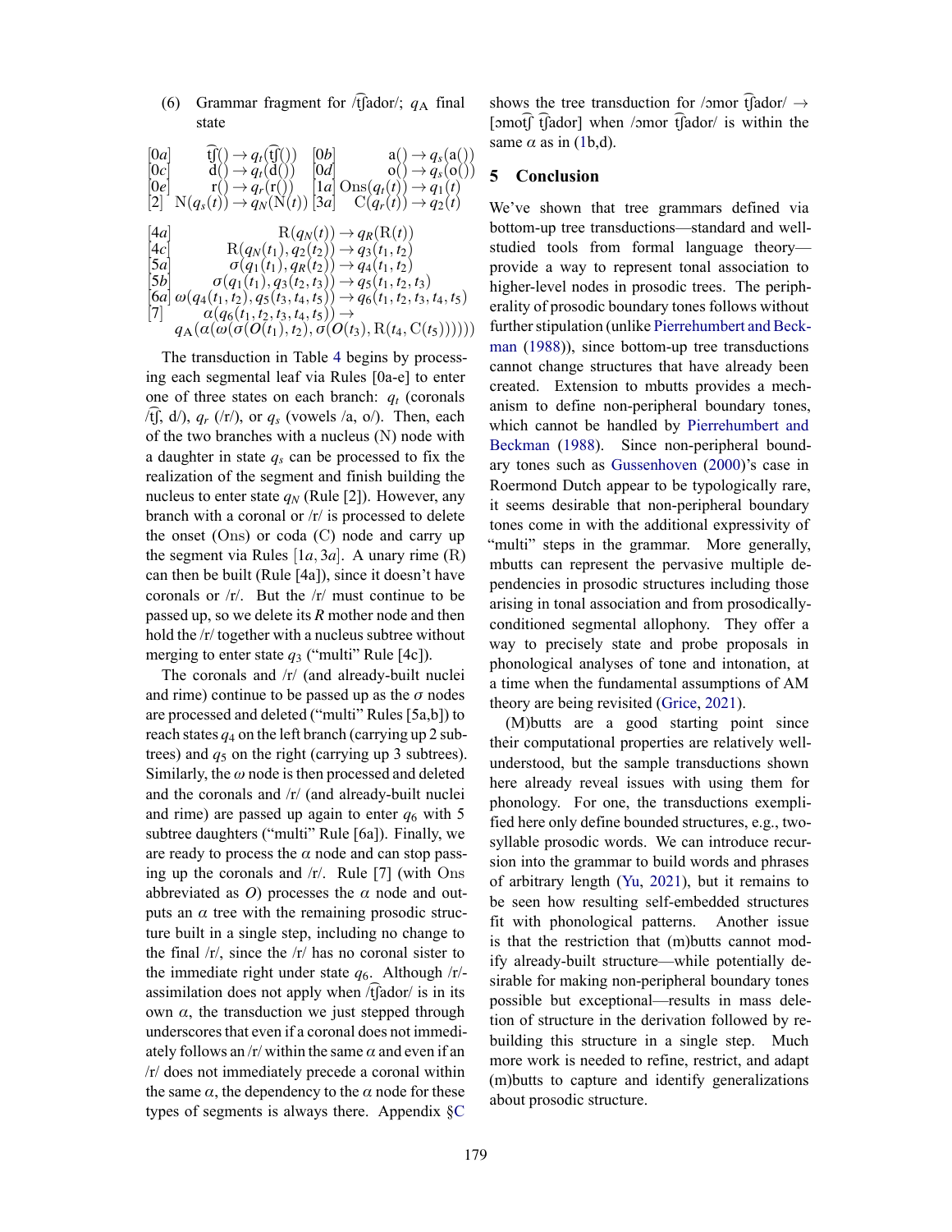(6) Grammar fragment for /t͡ʃador/; $q_{\mathrm{A}}$ final state

$$
\begin{array}{llll}
[0a] & \widehat{\text{tʃ}}() \rightarrow q_t(\widehat{\text{tʃ}}()) & [0b] & \text{a}() \rightarrow q_s(\text{a}()) \\
[0c] & \text{d}() \rightarrow q_t(\text{d}()) & [0d] & \text{o}() \rightarrow q_s(\text{o}()) \\
[0e] & \text{r}() \rightarrow q_r(\text{r}()) & [1a] & \mathrm{Ons}(q_t(t)) \rightarrow q_1(t) \\
[2] & \mathrm{N}(q_s(t)) \rightarrow q_N(\mathrm{N}(t)) & [3a] & \mathrm{C}(q_r(t)) \rightarrow q_2(t)
\end{array}
$$

$$
\begin{array}{ll}
[4a] & \mathrm{R}(q_N(t)) \rightarrow q_R(\mathrm{R}(t)) \\
[4c] & \mathrm{R}(q_N(t_1), q_2(t_2)) \rightarrow q_3(t_1, t_2) \\
[5a] & \sigma(q_1(t_1), q_R(t_2)) \rightarrow q_4(t_1, t_2) \\
[5b] & \sigma(q_1(t_1), q_3(t_2, t_3)) \rightarrow q_5(t_1, t_2, t_3) \\
[6a] & \omega(q_4(t_1, t_2), q_5(t_3, t_4, t_5)) \rightarrow q_6(t_1, t_2, t_3, t_4, t_5) \\
[7] & \alpha(q_6(t_1, t_2, t_3, t_4, t_5)) \rightarrow \\
 & \quad q_{\mathrm{A}}(\alpha(\omega(\sigma(O(t_1), t_2), \sigma(O(t_3), \mathrm{R}(t_4, \mathrm{C}(t_5))))))
\end{array}
$$

The transduction in Table 4 begins by processing each segmental leaf via Rules [0a-e] to enter one of three states on each branch: $q_t$ (coronals /t͡ʃ, d/), $q_r$ (/r/), or $q_s$ (vowels /a, o/). Then, each of the two branches with a nucleus (N) node with a daughter in state $q_s$ can be processed to fix the realization of the segment and finish building the nucleus to enter state $q_N$ (Rule [2]). However, any branch with a coronal or /r/ is processed to delete the onset (Ons) or coda (C) node and carry up the segment via Rules $[1a, 3a]$. A unary rime (R) can then be built (Rule [4a]), since it doesn't have coronals or /r/. But the /r/ must continue to be passed up, so we delete its $R$ mother node and then hold the /r/ together with a nucleus subtree without merging to enter state $q_3$ ("multi" Rule [4c]).

The coronals and /r/ (and already-built nuclei and rime) continue to be passed up as the $\sigma$ nodes are processed and deleted ("multi" Rules [5a,b]) to reach states $q_4$ on the left branch (carrying up 2 subtrees) and $q_5$ on the right (carrying up 3 subtrees). Similarly, the $\omega$ node is then processed and deleted and the coronals and /r/ (and already-built nuclei and rime) are passed up again to enter $q_6$ with 5 subtree daughters ("multi" Rule [6a]). Finally, we are ready to process the $\alpha$ node and can stop passing up the coronals and /r/. Rule [7] (with Ons abbreviated as $O$) processes the $\alpha$ node and outputs an $\alpha$ tree with the remaining prosodic structure built in a single step, including no change to the final /r/, since the /r/ has no coronal sister to the immediate right under state $q_6$. Although /r/-assimilation does not apply when /t͡ʃador/ is in its own $\alpha$, the transduction we just stepped through underscores that even if a coronal does not immediately follows an /r/ within the same $\alpha$ and even if an /r/ does not immediately precede a coronal within the same $\alpha$, the dependency to the $\alpha$ node for these types of segments is always there. Appendix §C shows the tree transduction for /ɔmor t͡ʃador/ → [ɔmot͡ʃ t͡ʃador] when /ɔmor t͡ʃador/ is within the same $\alpha$ as in (1b,d).

## 5 Conclusion

We've shown that tree grammars defined via bottom-up tree transductions—standard and well-studied tools from formal language theory—provide a way to represent tonal association to higher-level nodes in prosodic trees. The peripherality of prosodic boundary tones follows without further stipulation (unlike Pierrehumbert and Beckman (1988)), since bottom-up tree transductions cannot change structures that have already been created. Extension to mbutts provides a mechanism to define non-peripheral boundary tones, which cannot be handled by Pierrehumbert and Beckman (1988). Since non-peripheral boundary tones such as Gussenhoven (2000)'s case in Roermond Dutch appear to be typologically rare, it seems desirable that non-peripheral boundary tones come in with the additional expressivity of "multi" steps in the grammar. More generally, mbutts can represent the pervasive multiple dependencies in prosodic structures including those arising in tonal association and from prosodically-conditioned segmental allophony. They offer a way to precisely state and probe proposals in phonological analyses of tone and intonation, at a time when the fundamental assumptions of AM theory are being revisited (Grice, 2021).

(M)butts are a good starting point since their computational properties are relatively well-understood, but the sample transductions shown here already reveal issues with using them for phonology. For one, the transductions exemplified here only define bounded structures, e.g., two-syllable prosodic words. We can introduce recursion into the grammar to build words and phrases of arbitrary length (Yu, 2021), but it remains to be seen how resulting self-embedded structures fit with phonological patterns. Another issue is that the restriction that (m)butts cannot modify already-built structure—while potentially desirable for making non-peripheral boundary tones possible but exceptional—results in mass deletion of structure in the derivation followed by rebuilding this structure in a single step. Much more work is needed to refine, restrict, and adapt (m)butts to capture and identify generalizations about prosodic structure.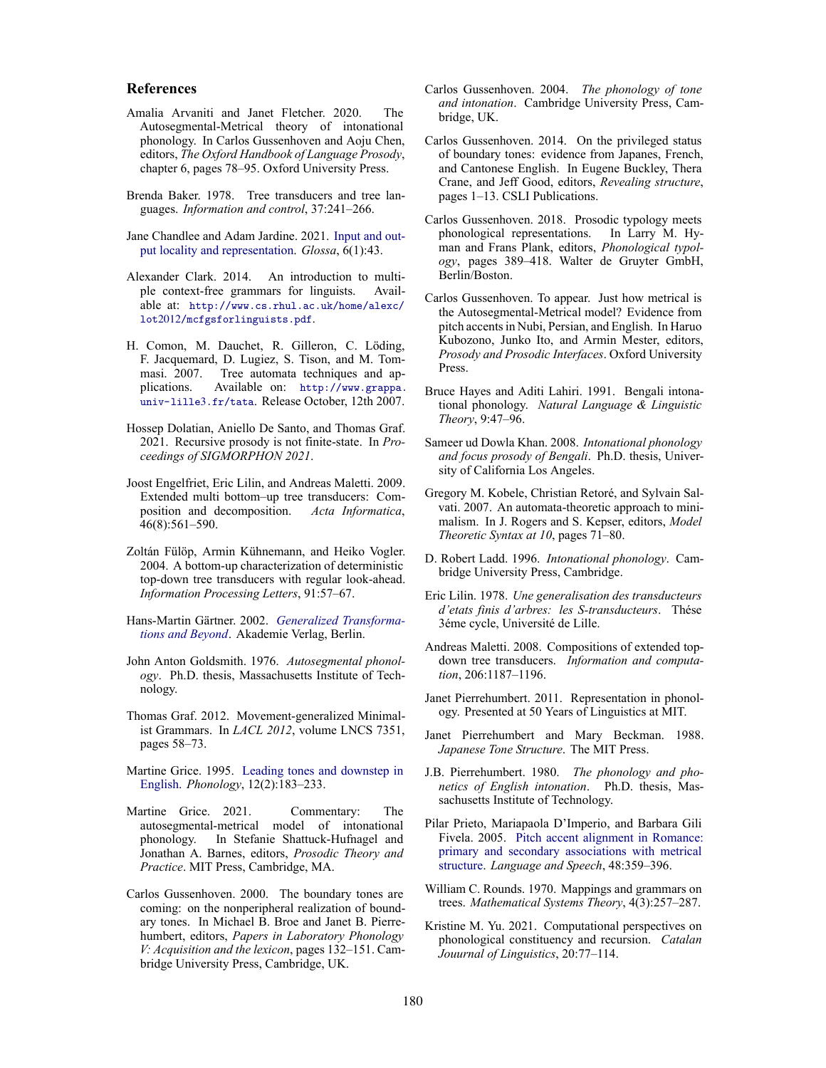## References

Amalia Arvaniti and Janet Fletcher. 2020. The Autosegmental-Metrical theory of intonational phonology. In Carlos Gussenhoven and Aoju Chen, editors, *The Oxford Handbook of Language Prosody*, chapter 6, pages 78–95. Oxford University Press.

Brenda Baker. 1978. Tree transducers and tree languages. *Information and control*, 37:241–266.

Jane Chandlee and Adam Jardine. 2021. Input and output locality and representation. *Glossa*, 6(1):43.

Alexander Clark. 2014. An introduction to multiple context-free grammars for linguists. Available at: `http://www.cs.rhul.ac.uk/home/alexc/lot2012/mcfgsforlinguists.pdf`.

H. Comon, M. Dauchet, R. Gilleron, C. Löding, F. Jacquemard, D. Lugiez, S. Tison, and M. Tommasi. 2007. Tree automata techniques and applications. Available on: `http://www.grappa.univ-lille3.fr/tata`. Release October, 12th 2007.

Hossep Dolatian, Aniello De Santo, and Thomas Graf. 2021. Recursive prosody is not finite-state. In *Proceedings of SIGMORPHON 2021*.

Joost Engelfriet, Eric Lilin, and Andreas Maletti. 2009. Extended multi bottom–up tree transducers: Composition and decomposition. *Acta Informatica*, 46(8):561–590.

Zoltán Fülöp, Armin Kühnemann, and Heiko Vogler. 2004. A bottom-up characterization of deterministic top-down tree transducers with regular look-ahead. *Information Processing Letters*, 91:57–67.

Hans-Martin Gärtner. 2002. *Generalized Transformations and Beyond*. Akademie Verlag, Berlin.

John Anton Goldsmith. 1976. *Autosegmental phonology*. Ph.D. thesis, Massachusetts Institute of Technology.

Thomas Graf. 2012. Movement-generalized Minimalist Grammars. In *LACL 2012*, volume LNCS 7351, pages 58–73.

Martine Grice. 1995. Leading tones and downstep in English. *Phonology*, 12(2):183–233.

Martine Grice. 2021. Commentary: The autosegmental-metrical model of intonational phonology. In Stefanie Shattuck-Hufnagel and Jonathan A. Barnes, editors, *Prosodic Theory and Practice*. MIT Press, Cambridge, MA.

Carlos Gussenhoven. 2000. The boundary tones are coming: on the nonperipheral realization of boundary tones. In Michael B. Broe and Janet B. Pierrehumbert, editors, *Papers in Laboratory Phonology V: Acquisition and the lexicon*, pages 132–151. Cambridge University Press, Cambridge, UK.

Carlos Gussenhoven. 2004. *The phonology of tone and intonation*. Cambridge University Press, Cambridge, UK.

Carlos Gussenhoven. 2014. On the privileged status of boundary tones: evidence from Japanes, French, and Cantonese English. In Eugene Buckley, Thera Crane, and Jeff Good, editors, *Revealing structure*, pages 1–13. CSLI Publications.

Carlos Gussenhoven. 2018. Prosodic typology meets phonological representations. In Larry M. Hyman and Frans Plank, editors, *Phonological typology*, pages 389–418. Walter de Gruyter GmbH, Berlin/Boston.

Carlos Gussenhoven. To appear. Just how metrical is the Autosegmental-Metrical model? Evidence from pitch accents in Nubi, Persian, and English. In Haruo Kubozono, Junko Ito, and Armin Mester, editors, *Prosody and Prosodic Interfaces*. Oxford University Press.

Bruce Hayes and Aditi Lahiri. 1991. Bengali intonational phonology. *Natural Language & Linguistic Theory*, 9:47–96.

Sameer ud Dowla Khan. 2008. *Intonational phonology and focus prosody of Bengali*. Ph.D. thesis, University of California Los Angeles.

Gregory M. Kobele, Christian Retoré, and Sylvain Salvati. 2007. An automata-theoretic approach to minimalism. In J. Rogers and S. Kepser, editors, *Model Theoretic Syntax at 10*, pages 71–80.

D. Robert Ladd. 1996. *Intonational phonology*. Cambridge University Press, Cambridge.

Eric Lilin. 1978. *Une generalisation des transducteurs d'etats finis d'arbres: les S-transducteurs*. Thése 3éme cycle, Université de Lille.

Andreas Maletti. 2008. Compositions of extended top-down tree transducers. *Information and computation*, 206:1187–1196.

Janet Pierrehumbert. 2011. Representation in phonology. Presented at 50 Years of Linguistics at MIT.

Janet Pierrehumbert and Mary Beckman. 1988. *Japanese Tone Structure*. The MIT Press.

J.B. Pierrehumbert. 1980. *The phonology and phonetics of English intonation*. Ph.D. thesis, Massachusetts Institute of Technology.

Pilar Prieto, Mariapaola D'Imperio, and Barbara Gili Fivela. 2005. Pitch accent alignment in Romance: primary and secondary associations with metrical structure. *Language and Speech*, 48:359–396.

William C. Rounds. 1970. Mappings and grammars on trees. *Mathematical Systems Theory*, 4(3):257–287.

Kristine M. Yu. 2021. Computational perspectives on phonological constituency and recursion. *Catalan Jouurnal of Linguistics*, 20:77–114.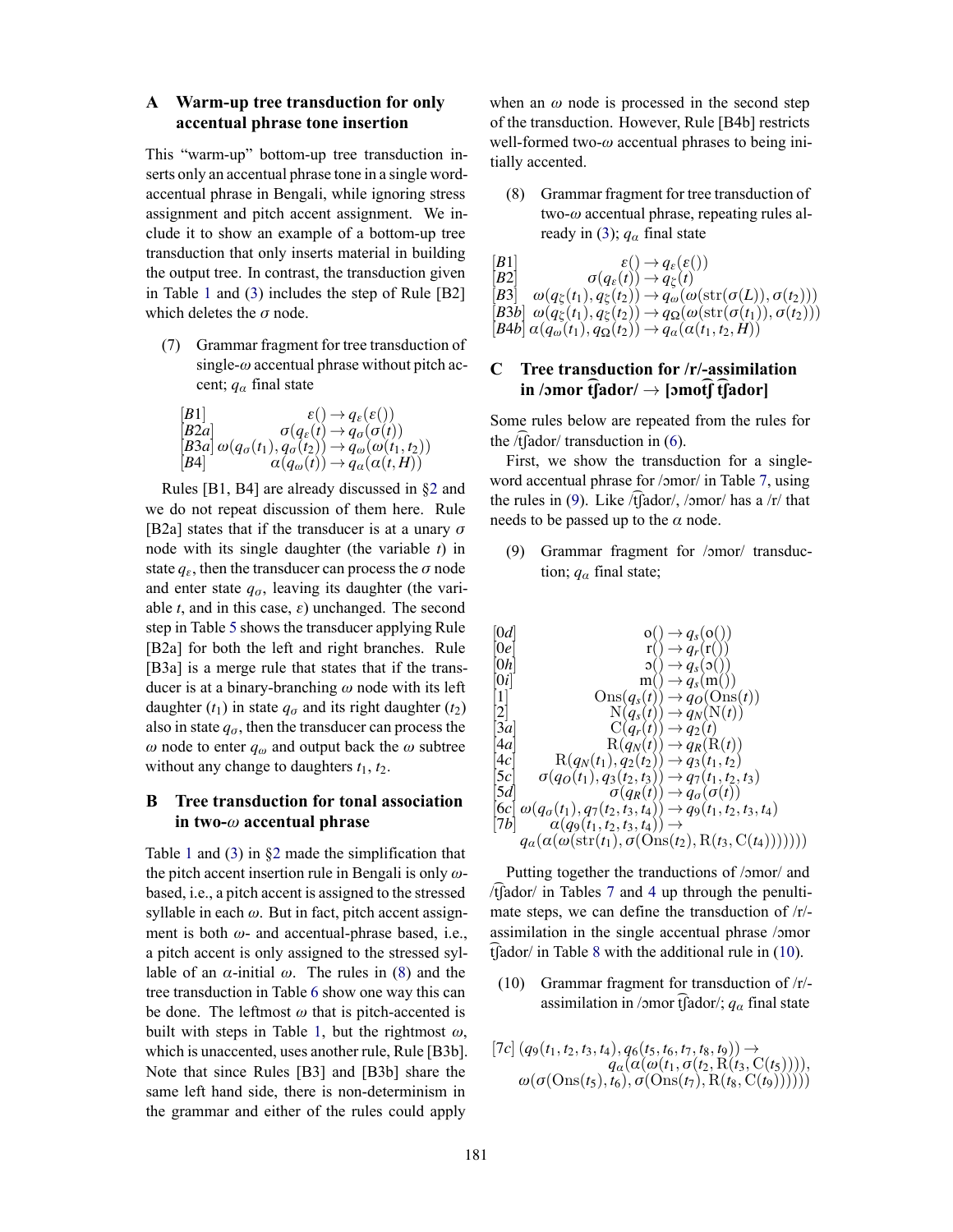## A Warm-up tree transduction for only accentual phrase tone insertion

This "warm-up" bottom-up tree transduction inserts only an accentual phrase tone in a single word-accentual phrase in Bengali, while ignoring stress assignment and pitch accent assignment. We include it to show an example of a bottom-up tree transduction that only inserts material in building the output tree. In contrast, the transduction given in Table 1 and (3) includes the step of Rule [B2] which deletes the $\sigma$ node.

(7) Grammar fragment for tree transduction of single-$\omega$ accentual phrase without pitch accent; $q_\alpha$ final state

$$
\begin{array}{ll}
[B1] & \varepsilon() \rightarrow q_\varepsilon(\varepsilon()) \\
[B2a] & \sigma(q_\varepsilon(t) \rightarrow q_\sigma(\sigma(t)) \\
[B3a] & \omega(q_\sigma(t_1), q_\sigma(t_2)) \rightarrow q_\omega(\omega(t_1, t_2)) \\
[B4] & \alpha(q_\omega(t)) \rightarrow q_\alpha(\alpha(t, H))
\end{array}
$$

Rules [B1, B4] are already discussed in §2 and we do not repeat discussion of them here. Rule [B2a] states that if the transducer is at a unary $\sigma$ node with its single daughter (the variable $t$) in state $q_\varepsilon$, then the transducer can process the $\sigma$ node and enter state $q_\sigma$, leaving its daughter (the variable $t$, and in this case, $\varepsilon$) unchanged. The second step in Table 5 shows the transducer applying Rule [B2a] for both the left and right branches. Rule [B3a] is a merge rule that states that if the transducer is at a binary-branching $\omega$ node with its left daughter ($t_1$) in state $q_\sigma$ and its right daughter ($t_2$) also in state $q_\sigma$, then the transducer can process the $\omega$ node to enter $q_\omega$ and output back the $\omega$ subtree without any change to daughters $t_1, t_2$.

## B Tree transduction for tonal association in two-$\omega$ accentual phrase

Table 1 and (3) in §2 made the simplification that the pitch accent insertion rule in Bengali is only $\omega$-based, i.e., a pitch accent is assigned to the stressed syllable in each $\omega$. But in fact, pitch accent assignment is both $\omega$- and accentual-phrase based, i.e., a pitch accent is only assigned to the stressed syllable of an $\alpha$-initial $\omega$. The rules in (8) and the tree transduction in Table 6 show one way this can be done. The leftmost $\omega$ that is pitch-accented is built with steps in Table 1, but the rightmost $\omega$, which is unaccented, uses another rule, Rule [B3b]. Note that since Rules [B3] and [B3b] share the same left hand side, there is non-determinism in the grammar and either of the rules could apply when an $\omega$ node is processed in the second step of the transduction. However, Rule [B4b] restricts well-formed two-$\omega$ accentual phrases to being initially accented.

(8) Grammar fragment for tree transduction of two-$\omega$ accentual phrase, repeating rules already in (3); $q_\alpha$ final state

$$
\begin{array}{ll}
[B1] & \varepsilon() \rightarrow q_\varepsilon(\varepsilon()) \\
[B2] & \sigma(q_\varepsilon(t)) \rightarrow q_\zeta(t) \\
[B3] & \omega(q_\zeta(t_1), q_\zeta(t_2)) \rightarrow q_\omega(\omega(\mathrm{str}(\sigma(L)), \sigma(t_2))) \\
[B3b] & \omega(q_\zeta(t_1), q_\zeta(t_2)) \rightarrow q_\Omega(\omega(\mathrm{str}(\sigma(t_1)), \sigma(t_2))) \\
[B4b] & \alpha(q_\omega(t_1), q_\Omega(t_2)) \rightarrow q_\alpha(\alpha(t_1, t_2, H))
\end{array}
$$

## C Tree transduction for /r/-assimilation in /ɔmor t͡ʃador/ → [ɔmot͡ʃ t͡ʃador]

Some rules below are repeated from the rules for the /t͡ʃador/ transduction in (6).

First, we show the transduction for a single-word accentual phrase for /ɔmor/ in Table 7, using the rules in (9). Like /t͡ʃador/, /ɔmor/ has a /r/ that needs to be passed up to the $\alpha$ node.

(9) Grammar fragment for /ɔmor/ transduction; $q_\alpha$ final state;

$$
\begin{array}{ll}
[0d] & \mathrm{o}() \rightarrow q_s(\mathrm{o}()) \\
[0e] & \mathrm{r}() \rightarrow q_r(\mathrm{r}()) \\
[0h] & \text{ɔ}() \rightarrow q_s(\text{ɔ}()) \\
[0i] & \mathrm{m}() \rightarrow q_s(\mathrm{m}()) \\
[1] & \mathrm{Ons}(q_s(t)) \rightarrow q_O(\mathrm{Ons}(t)) \\
[2] & \mathrm{N}(q_s(t)) \rightarrow q_N(\mathrm{N}(t)) \\
[3a] & \mathrm{C}(q_r(t)) \rightarrow q_2(t) \\
[4a] & \mathrm{R}(q_N(t)) \rightarrow q_R(\mathrm{R}(t)) \\
[4c] & \mathrm{R}(q_N(t_1), q_2(t_2)) \rightarrow q_3(t_1, t_2) \\
[5c] & \sigma(q_O(t_1), q_3(t_2, t_3)) \rightarrow q_7(t_1, t_2, t_3) \\
[5d] & \sigma(q_R(t)) \rightarrow q_\sigma(\sigma(t)) \\
[6c] & \omega(q_\sigma(t_1), q_7(t_2, t_3, t_4)) \rightarrow q_9(t_1, t_2, t_3, t_4) \\
[7b] & \alpha(q_9(t_1, t_2, t_3, t_4)) \rightarrow \\
& \quad q_\alpha(\alpha(\omega(\mathrm{str}(t_1), \sigma(\mathrm{Ons}(t_2), \mathrm{R}(t_3, \mathrm{C}(t_4)))))))
\end{array}
$$

Putting together the tranductions of /ɔmor/ and /t͡ʃador/ in Tables 7 and 4 up through the penultimate steps, we can define the transduction of /r/-assimilation in the single accentual phrase /ɔmor t͡ʃador/ in Table 8 with the additional rule in (10).

(10) Grammar fragment for transduction of /r/-assimilation in /ɔmor t͡ʃador/; $q_\alpha$ final state

$$
\begin{array}{ll}
[7c] & (q_9(t_1, t_2, t_3, t_4), q_6(t_5, t_6, t_7, t_8, t_9)) \rightarrow \\
& \quad q_\alpha(\alpha(\omega(t_1, \sigma(t_2, \mathrm{R}(t_3, \mathrm{C}(t_5)))), \\
& \quad \omega(\sigma(\mathrm{Ons}(t_5), t_6), \sigma(\mathrm{Ons}(t_7), \mathrm{R}(t_8, \mathrm{C}(t_9))))))
\end{array}
$$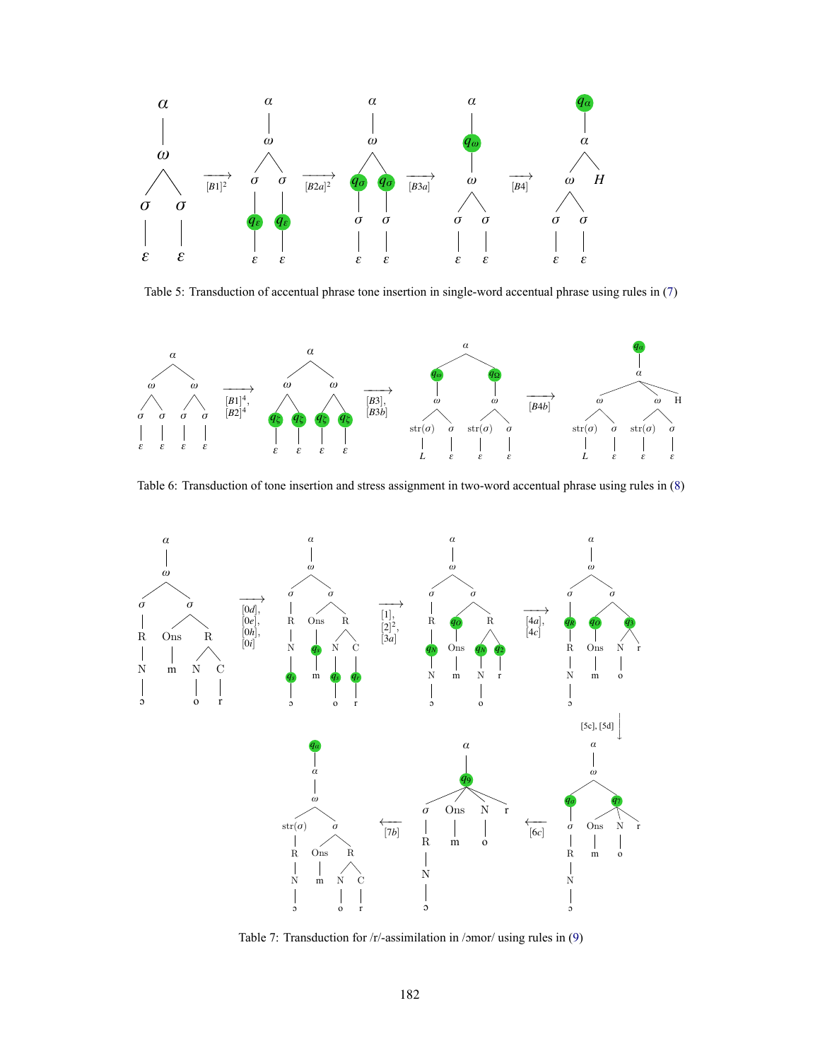Table 5: Transduction of accentual phrase tone insertion in single-word accentual phrase using rules in (7)

Table 6: Transduction of tone insertion and stress assignment in two-word accentual phrase using rules in (8)

Table 7: Transduction for /r/-assimilation in /ɔmor/ using rules in (9)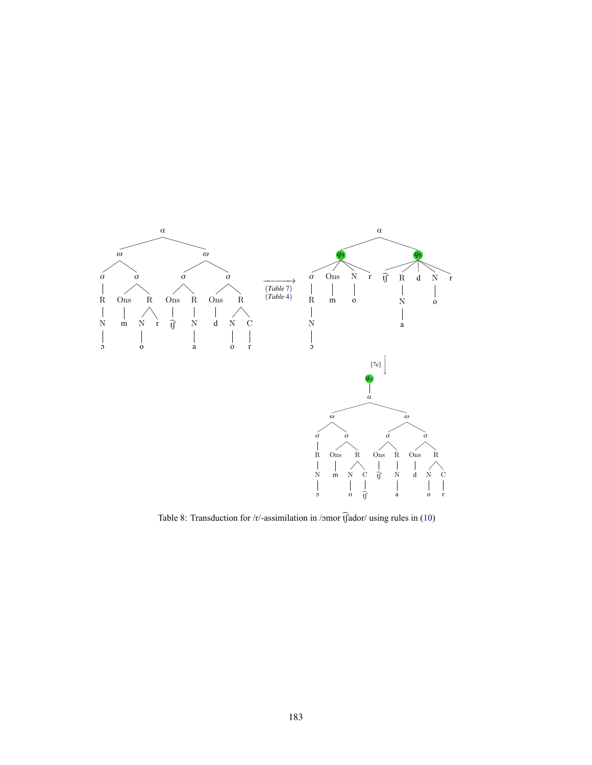Table 8: Transduction for /r/-assimilation in /ɔmor t͡ʃador/ using rules in (10)